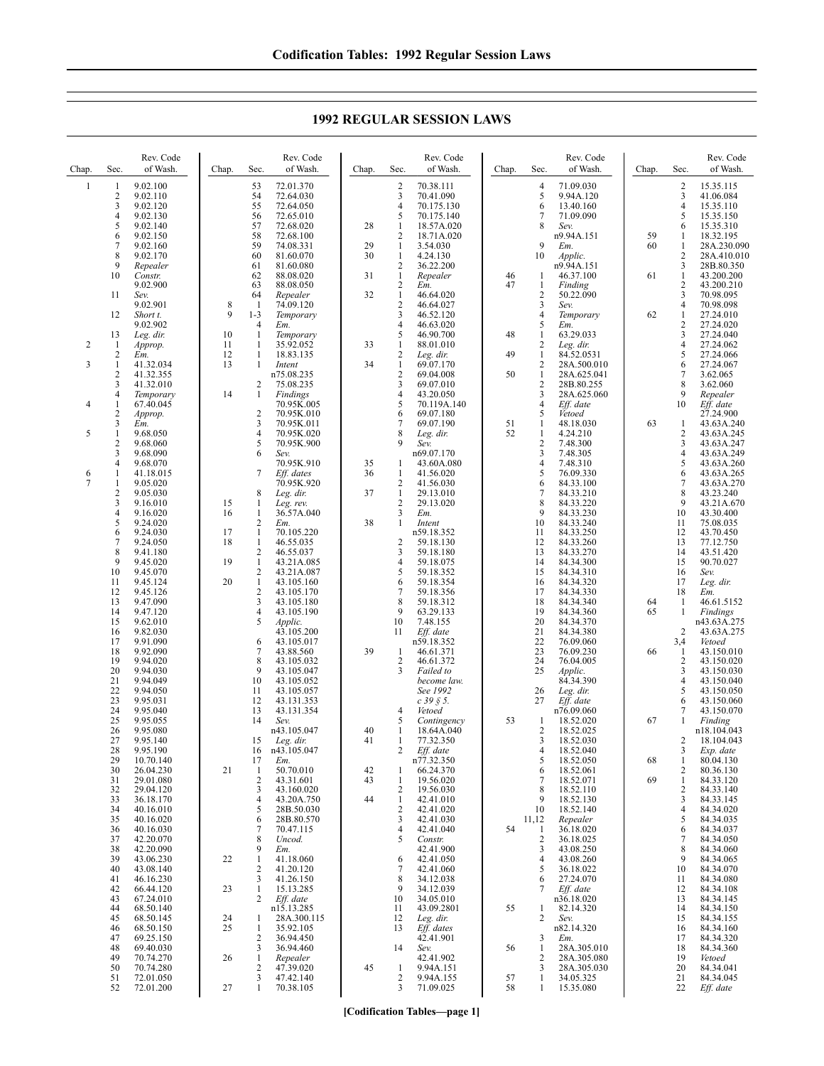# 1992 REGULAR SESSION LAWS

| Chap. | Sec. | Rev. Code of Wash. |
|---|---|---|
| 1 | 1 | 9.02.100 |
| | 2 | 9.02.110 |
| | 3 | 9.02.120 |
| | 4 | 9.02.130 |
| | 5 | 9.02.140 |
| | 6 | 9.02.150 |
| | 7 | 9.02.160 |
| | 8 | 9.02.170 |
| | 9 | *Repealer* |
| | 10 | *Constr.* 9.02.900 |
| | 11 | *Sev.* 9.02.901 |
| | 12 | *Short t.* 9.02.902 |
| | 13 | *Leg. dir.* |
| 2 | 1 | *Approp.* |
| | 2 | *Em.* |
| 3 | 1 | 41.32.034 |
| | 2 | 41.32.355 |
| | 3 | 41.32.010 |
| | 4 | *Temporary* |
| 4 | 1 | 67.40.045 |
| | 2 | *Approp.* |
| | 3 | *Em.* |
| 5 | 1 | 9.68.050 |
| | 2 | 9.68.060 |
| | 3 | 9.68.090 |
| | 4 | 9.68.070 |
| 6 | 1 | 41.18.015 |
| 7 | 1 | 9.05.020 |
| | 2 | 9.05.030 |
| | 3 | 9.16.010 |
| | 4 | 9.16.020 |
| | 5 | 9.24.020 |
| | 6 | 9.24.030 |
| | 7 | 9.24.050 |
| | 8 | 9.41.180 |
| | 9 | 9.45.020 |
| | 10 | 9.45.070 |
| | 11 | 9.45.124 |
| | 12 | 9.45.126 |
| | 13 | 9.47.090 |
| | 14 | 9.47.120 |
| | 15 | 9.62.010 |
| | 16 | 9.82.030 |
| | 17 | 9.91.090 |
| | 18 | 9.92.090 |
| | 19 | 9.94.020 |
| | 20 | 9.94.030 |
| | 21 | 9.94.049 |
| | 22 | 9.94.050 |
| | 23 | 9.95.031 |
| | 24 | 9.95.040 |
| | 25 | 9.95.055 |
| | 26 | 9.95.080 |
| | 27 | 9.95.140 |
| | 28 | 9.95.190 |
| | 29 | 10.70.140 |
| | 30 | 26.04.230 |
| | 31 | 29.01.080 |
| | 32 | 29.04.120 |
| | 33 | 36.18.170 |
| | 34 | 40.16.010 |
| | 35 | 40.16.020 |
| | 36 | 40.16.030 |
| | 37 | 42.20.070 |
| | 38 | 42.20.090 |
| | 39 | 43.06.230 |
| | 40 | 43.08.140 |
| | 41 | 46.16.230 |
| | 42 | 66.44.120 |
| | 43 | 67.24.010 |
| | 44 | 68.50.140 |
| | 45 | 68.50.145 |
| | 46 | 68.50.150 |
| | 47 | 69.25.150 |
| | 48 | 69.40.030 |
| | 49 | 70.74.270 |
| | 50 | 70.74.280 |
| | 51 | 72.01.050 |
| | 52 | 72.01.200 |
| | 53 | 72.01.370 |
| | 54 | 72.64.030 |
| | 55 | 72.64.050 |
| | 56 | 72.65.010 |
| | 57 | 72.68.020 |
| | 58 | 72.68.100 |
| | 59 | 74.08.331 |
| | 60 | 81.60.070 |
| | 61 | 81.60.080 |
| | 62 | 88.08.020 |
| | 63 | 88.08.050 |
| | 64 | *Repealer* |
| 8 | 1 | 74.09.120 |
| 9 | 1-3 | *Temporary* |
| | 4 | *Em.* |
| 10 | 1 | *Temporary* |
| 11 | 1 | 35.92.052 |
| 12 | 1 | 18.83.135 |
| 13 | 1 | *Intent* n75.08.235 |
| | 2 | 75.08.235 |
| 14 | 1 | *Findings* 70.95K.005 |
| | 2 | 70.95K.010 |
| | 3 | 70.95K.011 |
| | 4 | 70.95K.020 |
| | 5 | 70.95K.900 |
| | 6 | *Sev.* 70.95K.910 |
| | 7 | *Eff. dates* 70.95K.920 |
| | 8 | *Leg. dir.* |
| 15 | 1 | *Leg. rev.* |
| 16 | 1 | 36.57A.040 |
| | 2 | *Em.* |
| 17 | 1 | 70.105.220 |
| 18 | 1 | 46.55.035 |
| | 2 | 46.55.037 |
| 19 | 1 | 43.21A.085 |
| | 2 | 43.21A.087 |
| 20 | 1 | 43.105.160 |
| | 2 | 43.105.170 |
| | 3 | 43.105.180 |
| | 4 | 43.105.190 |
| | 5 | *Applic.* 43.105.200 |
| | 6 | 43.105.017 |
| | 7 | 43.88.560 |
| | 8 | 43.105.032 |
| | 9 | 43.105.047 |
| | 10 | 43.105.052 |
| | 11 | 43.105.057 |
| | 12 | 43.131.353 |
| | 13 | 43.131.354 |
| | 14 | *Sev.* n43.105.047 |
| | 15 | *Leg. dir.* |
| | 16 | n43.105.047 |
| | 17 | *Em.* |
| 21 | 1 | 50.70.010 |
| | 2 | 43.31.601 |
| | 3 | 43.160.020 |
| | 4 | 43.20A.750 |
| | 5 | 28B.50.030 |
| | 6 | 28B.80.570 |
| | 7 | 70.47.115 |
| | 8 | *Uncod.* |
| | 9 | *Em.* |
| 22 | 1 | 41.18.060 |
| | 2 | 41.20.120 |
| | 3 | 41.26.150 |
| 23 | 1 | 15.13.285 |
| | 2 | *Eff. date* n15.13.285 |
| 24 | 1 | 28A.300.115 |
| 25 | 1 | 35.92.105 |
| | 2 | 36.94.450 |
| | 3 | 36.94.460 |
| 26 | 1 | *Repealer* |
| | 2 | 47.39.020 |
| | 3 | 47.42.140 |
| 27 | 1 | 70.38.105 |
| | 2 | 70.38.111 |
| | 3 | 70.41.090 |
| | 4 | 70.175.130 |
| | 5 | 70.175.140 |
| 28 | 1 | 18.57A.020 |
| | 2 | 18.71A.020 |
| 29 | 1 | 3.54.030 |
| 30 | 1 | 4.24.130 |
| | 2 | 36.22.200 |
| 31 | 1 | *Repealer* |
| | 2 | *Em.* |
| 32 | 1 | 46.64.020 |
| | 2 | 46.64.027 |
| | 3 | 46.52.120 |
| | 4 | 46.63.020 |
| | 5 | 46.90.700 |
| 33 | 1 | 88.01.010 |
| | 2 | *Leg. dir.* |
| 34 | 1 | 69.07.170 |
| | 2 | 69.04.008 |
| | 3 | 69.07.010 |
| | 4 | 43.20.050 |
| | 5 | 70.119A.140 |
| | 6 | 69.07.180 |
| | 7 | 69.07.190 |
| | 8 | *Leg. dir.* |
| | 9 | *Sev.* n69.07.170 |
| 35 | 1 | 43.60A.080 |
| 36 | 1 | 41.56.020 |
| | 2 | 41.56.030 |
| 37 | 1 | 29.13.010 |
| | 2 | 29.13.020 |
| | 3 | *Em.* |
| 38 | 1 | *Intent* n59.18.352 |
| | 2 | 59.18.130 |
| | 3 | 59.18.180 |
| | 4 | 59.18.075 |
| | 5 | 59.18.352 |
| | 6 | 59.18.354 |
| | 7 | 59.18.356 |
| | 8 | 59.18.312 |
| | 9 | 63.29.133 |
| | 10 | 7.48.155 |
| | 11 | *Eff. date* n59.18.352 |
| 39 | 1 | 46.61.371 |
| | 2 | 46.61.372 |
| | 3 | *Failed to become law. See 1992 c 39 § 5.* |
| | 4 | *Vetoed* |
| | 5 | *Contingency* |
| 40 | 1 | 18.64A.040 |
| 41 | 1 | 77.32.350 |
| | 2 | *Eff. date* n77.32.350 |
| 42 | 1 | 66.24.370 |
| 43 | 1 | 19.56.020 |
| | 2 | 19.56.030 |
| 44 | 1 | 42.41.010 |
| | 2 | 42.41.020 |
| | 3 | 42.41.030 |
| | 4 | 42.41.040 |
| | 5 | *Constr.* 42.41.900 |
| | 6 | 42.41.050 |
| | 7 | 42.41.060 |
| | 8 | 34.12.038 |
| | 9 | 34.12.039 |
| | 10 | 34.05.010 |
| | 11 | 43.09.2801 |
| | 12 | *Leg. dir.* |
| | 13 | *Eff. dates* 42.41.901 |
| | 14 | *Sev.* 42.41.902 |
| 45 | 1 | 9.94A.151 |
| | 2 | 9.94A.155 |
| | 3 | 71.09.025 |
| | 4 | 71.09.030 |
| | 5 | 9.94A.120 |
| | 6 | 13.40.160 |
| | 7 | 71.09.090 |
| | 8 | *Sev.* n9.94A.151 |
| | 9 | *Em.* |
| | 10 | *Applic.* n9.94A.151 |
| 46 | 1 | 46.37.100 |
| 47 | 1 | *Finding* |
| | 2 | 50.22.090 |
| | 3 | *Sev.* |
| | 4 | *Temporary* |
| | 5 | *Em.* |
| 48 | 1 | 63.29.033 |
| | 2 | *Leg. dir.* |
| 49 | 1 | 84.52.0531 |
| | 2 | 28A.500.010 |
| 50 | 1 | 28A.625.041 |
| | 2 | 28B.80.255 |
| | 3 | 28A.625.060 |
| | 4 | *Eff. date* |
| | 5 | *Vetoed* |
| 51 | 1 | 48.18.030 |
| 52 | 1 | 4.24.210 |
| | 2 | 7.48.300 |
| | 3 | 7.48.305 |
| | 4 | 7.48.310 |
| | 5 | 76.09.330 |
| | 6 | 84.33.100 |
| | 7 | 84.33.210 |
| | 8 | 84.33.220 |
| | 9 | 84.33.230 |
| | 10 | 84.33.240 |
| | 11 | 84.33.250 |
| | 12 | 84.33.260 |
| | 13 | 84.33.270 |
| | 14 | 84.34.300 |
| | 15 | 84.34.310 |
| | 16 | 84.34.320 |
| | 17 | 84.34.330 |
| | 18 | 84.34.340 |
| | 19 | 84.34.360 |
| | 20 | 84.34.370 |
| | 21 | 84.34.380 |
| | 22 | 76.09.060 |
| | 23 | 76.09.230 |
| | 24 | 76.04.005 |
| | 25 | *Applic.* 84.34.390 |
| | 26 | *Leg. dir.* |
| | 27 | *Eff. date* n76.09.060 |
| 53 | 1 | 18.52.020 |
| | 2 | 18.52.025 |
| | 3 | 18.52.030 |
| | 4 | 18.52.040 |
| | 5 | 18.52.050 |
| | 6 | 18.52.061 |
| | 7 | 18.52.071 |
| | 8 | 18.52.110 |
| | 9 | 18.52.130 |
| | 10 | 18.52.140 |
| | 11,12 | *Repealer* |
| 54 | 1 | 36.18.020 |
| | 2 | 36.18.025 |
| | 3 | 43.08.250 |
| | 4 | 43.08.260 |
| | 5 | 36.18.022 |
| | 6 | 27.24.070 |
| | 7 | *Eff. date* n36.18.020 |
| 55 | 1 | 82.14.320 |
| | 2 | *Sev.* n82.14.320 |
| | 3 | *Em.* |
| 56 | 1 | 28A.305.010 |
| | 2 | 28A.305.080 |
| | 3 | 28A.305.030 |
| 57 | 1 | 34.05.325 |
| 58 | 1 | 15.35.080 |
| | 2 | 15.35.115 |
| | 3 | 41.06.084 |
| | 4 | 15.35.110 |
| | 5 | 15.35.150 |
| | 6 | 15.35.310 |
| 59 | 1 | 18.32.195 |
| 60 | 1 | 28A.230.090 |
| | 2 | 28A.410.010 |
| | 3 | 28B.80.350 |
| 61 | 1 | 43.200.200 |
| | 2 | 43.200.210 |
| | 3 | 70.98.095 |
| | 4 | 70.98.098 |
| 62 | 1 | 27.24.010 |
| | 2 | 27.24.020 |
| | 3 | 27.24.040 |
| | 4 | 27.24.062 |
| | 5 | 27.24.066 |
| | 6 | 27.24.067 |
| | 7 | 3.62.065 |
| | 8 | 3.62.060 |
| | 9 | *Repealer* |
| | 10 | *Eff. date* 27.24.900 |
| 63 | 1 | 43.63A.240 |
| | 2 | 43.63A.245 |
| | 3 | 43.63A.247 |
| | 4 | 43.63A.249 |
| | 5 | 43.63A.260 |
| | 6 | 43.63A.265 |
| | 7 | 43.63A.270 |
| | 8 | 43.23.240 |
| | 9 | 43.21A.670 |
| | 10 | 43.30.400 |
| | 11 | 75.08.035 |
| | 12 | 43.70.450 |
| | 13 | 77.12.750 |
| | 14 | 43.51.420 |
| | 15 | 90.70.027 |
| | 16 | *Sev.* |
| | 17 | *Leg. dir.* |
| | 18 | *Em.* |
| 64 | 1 | 46.61.5152 |
| 65 | 1 | *Findings* n43.63A.275 |
| | 2 | 43.63A.275 |
| | 3,4 | *Vetoed* |
| 66 | 1 | 43.150.010 |
| | 2 | 43.150.020 |
| | 3 | 43.150.030 |
| | 4 | 43.150.040 |
| | 5 | 43.150.050 |
| | 6 | 43.150.060 |
| | 7 | 43.150.070 |
| 67 | 1 | *Finding* n18.104.043 |
| | 2 | 18.104.043 |
| | 3 | *Exp. date* |
| 68 | 1 | 80.04.130 |
| | 2 | 80.36.130 |
| 69 | 1 | 84.33.120 |
| | 2 | 84.33.140 |
| | 3 | 84.33.145 |
| | 4 | 84.34.020 |
| | 5 | 84.34.035 |
| | 6 | 84.34.037 |
| | 7 | 84.34.050 |
| | 8 | 84.34.060 |
| | 9 | 84.34.065 |
| | 10 | 84.34.070 |
| | 11 | 84.34.080 |
| | 12 | 84.34.108 |
| | 13 | 84.34.145 |
| | 14 | 84.34.150 |
| | 15 | 84.34.155 |
| | 16 | 84.34.160 |
| | 17 | 84.34.320 |
| | 18 | 84.34.360 |
| | 19 | *Vetoed* |
| | 20 | 84.34.041 |
| | 21 | 84.34.045 |
| | 22 | *Eff. date* |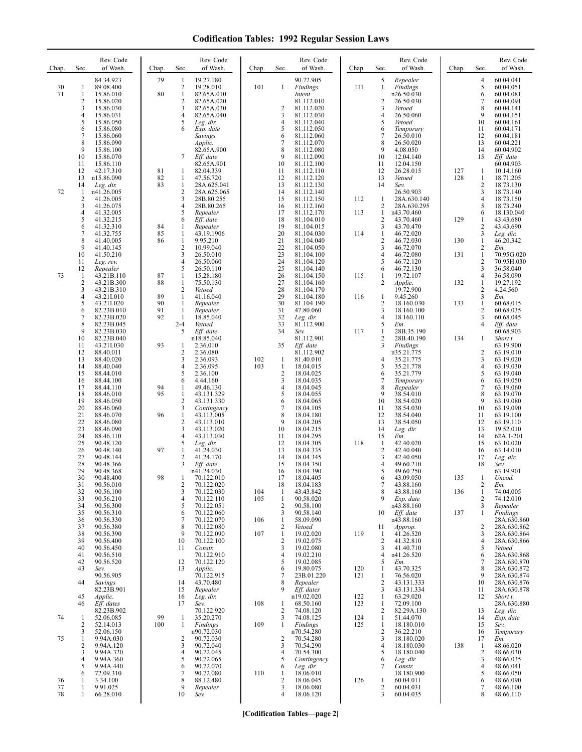# Codification Tables: 1992 Regular Session Laws

| Chap. | Sec. | Rev. Code of Wash. |
|---|---|---|
| | | 84.34.923 |
| 70 | 1 | 89.08.400 |
| 71 | 1 | 15.86.010 |
| | 2 | 15.86.020 |
| | 3 | 15.86.030 |
| | 4 | 15.86.031 |
| | 5 | 15.86.050 |
| | 6 | 15.86.080 |
| | 7 | 15.86.060 |
| | 8 | 15.86.090 |
| | 9 | 15.86.100 |
| | 10 | 15.86.070 |
| | 11 | 15.86.110 |
| | 12 | 42.17.310 |
| | 13 | n15.86.090 |
| | 14 | *Leg. dir.* |
| 72 | 1 | n41.26.005 |
| | 2 | 41.26.005 |
| | 3 | 41.26.075 |
| | 4 | 41.32.005 |
| | 5 | 41.32.215 |
| | 6 | 41.32.310 |
| | 7 | 41.32.755 |
| | 8 | 41.40.005 |
| | 9 | 41.40.145 |
| | 10 | 41.50.210 |
| | 11 | *Leg. rev.* |
| | 12 | *Repealer* |
| 73 | 1 | 43.21B.110 |
| | 2 | 43.21B.300 |
| | 3 | 43.21B.310 |
| | 4 | 43.21I.010 |
| | 5 | 43.21I.020 |
| | 6 | 82.23B.010 |
| | 7 | 82.23B.020 |
| | 8 | 82.23B.045 |
| | 9 | 82.23B.030 |
| | 10 | 82.23B.040 |
| | 11 | 43.21I.030 |
| | 12 | 88.40.011 |
| | 13 | 88.40.020 |
| | 14 | 88.40.040 |
| | 15 | 88.44.010 |
| | 16 | 88.44.100 |
| | 17 | 88.44.110 |
| | 18 | 88.46.010 |
| | 19 | 88.46.050 |
| | 20 | 88.46.060 |
| | 21 | 88.46.070 |
| | 22 | 88.46.080 |
| | 23 | 88.46.090 |
| | 24 | 88.46.110 |
| | 25 | 90.48.120 |
| | 26 | 90.48.140 |
| | 27 | 90.48.144 |
| | 28 | 90.48.366 |
| | 29 | 90.48.368 |
| | 30 | 90.48.400 |
| | 31 | 90.56.010 |
| | 32 | 90.56.100 |
| | 33 | 90.56.210 |
| | 34 | 90.56.300 |
| | 35 | 90.56.310 |
| | 36 | 90.56.330 |
| | 37 | 90.56.380 |
| | 38 | 90.56.390 |
| | 39 | 90.56.400 |
| | 40 | 90.56.450 |
| | 41 | 90.56.510 |
| | 42 | 90.56.520 |
| | 43 | *Sev.* 90.56.905 |
| | 44 | *Savings* 82.23B.901 |
| | 45 | *Applic.* |
| | 46 | *Eff. dates* 82.23B.902 |
| 74 | 1 | 52.06.085 |
| | 2 | 52.14.013 |
| | 3 | 52.06.150 |
| 75 | 1 | 9.94A.030 |
| | 2 | 9.94A.120 |
| | 3 | 9.94A.320 |
| | 4 | 9.94A.360 |
| | 5 | 9.94A.440 |
| | 6 | 72.09.310 |
| 76 | 1 | 3.34.100 |
| 77 | 1 | 9.91.025 |
| 78 | 1 | 66.28.010 |
| 79 | 1 | 19.27.180 |
| | 2 | 19.28.010 |
| 80 | 1 | 82.65A.010 |
| | 2 | 82.65A.020 |
| | 3 | 82.65A.030 |
| | 4 | 82.65A.040 |
| | 5 | *Leg. dir.* |
| | 6 | *Exp. date Savings Applic.* 82.65A.900 |
| | 7 | *Eff. date* 82.65A.901 |
| 81 | 1 | 82.04.339 |
| 82 | 1 | 47.56.720 |
| 83 | 1 | 28A.625.041 |
| | 2 | 28A.625.065 |
| | 3 | 28B.80.255 |
| | 4 | 28B.80.265 |
| | 5 | *Repealer* |
| | 6 | *Eff. date* |
| 84 | 1 | *Repealer* |
| 85 | 1 | 43.19.1906 |
| 86 | 1 | 9.95.210 |
| | 2 | 10.99.040 |
| | 3 | 26.50.010 |
| | 4 | 26.50.060 |
| | 5 | 26.50.110 |
| 87 | 1 | 15.28.180 |
| 88 | 1 | 75.50.130 |
| | 2 | *Vetoed* |
| 89 | 1 | 41.16.040 |
| 90 | 1 | *Repealer* |
| 91 | 1 | *Repealer* |
| 92 | 1 | 18.85.040 |
| | 2-4 | *Vetoed* |
| | 5 | *Eff. date* n18.85.040 |
| 93 | 1 | 2.36.010 |
| | 2 | 2.36.080 |
| | 3 | 2.36.093 |
| | 4 | 2.36.095 |
| | 5 | 2.36.100 |
| | 6 | 4.44.160 |
| 94 | 1 | 49.46.130 |
| 95 | 1 | 43.131.329 |
| | 2 | 43.131.330 |
| | 3 | *Contingency* |
| 96 | 1 | 43.113.005 |
| | 2 | 43.113.010 |
| | 3 | 43.113.020 |
| | 4 | 43.113.030 |
| | 5 | *Leg. dir.* |
| 97 | 1 | 41.24.030 |
| | 2 | 41.24.170 |
| | 3 | *Eff. date* n41.24.030 |
| 98 | 1 | 70.122.010 |
| | 2 | 70.122.020 |
| | 3 | 70.122.030 |
| | 4 | 70.122.110 |
| | 5 | 70.122.051 |
| | 6 | 70.122.060 |
| | 7 | 70.122.070 |
| | 8 | 70.122.080 |
| | 9 | 70.122.090 |
| | 10 | 70.122.100 |
| | 11 | *Constr.* 70.122.910 |
| | 12 | 70.122.120 |
| | 13 | *Applic.* 70.122.915 |
| | 14 | 43.70.480 |
| | 15 | *Repealer* |
| | 16 | *Leg. dir.* |
| | 17 | *Sev.* 70.122.920 |
| 99 | 1 | 35.20.270 |
| 100 | 1 | *Findings* n90.72.030 |
| | 2 | 90.72.030 |
| | 3 | 90.72.040 |
| | 4 | 90.72.045 |
| | 5 | 90.72.065 |
| | 6 | 90.72.070 |
| | 7 | 90.72.080 |
| | 8 | 88.12.480 |
| | 9 | *Repealer* |
| | 10 | *Sev.* 90.72.905 |
| 101 | 1 | *Findings Intent* 81.112.010 |
| | 2 | 81.112.020 |
| | 3 | 81.112.030 |
| | 4 | 81.112.040 |
| | 5 | 81.112.050 |
| | 6 | 81.112.060 |
| | 7 | 81.112.070 |
| | 8 | 81.112.080 |
| | 9 | 81.112.090 |
| | 10 | 81.112.100 |
| | 11 | 81.112.110 |
| | 12 | 81.112.120 |
| | 13 | 81.112.130 |
| | 14 | 81.112.140 |
| | 15 | 81.112.150 |
| | 16 | 81.112.160 |
| | 17 | 81.112.170 |
| | 18 | 81.104.010 |
| | 19 | 81.104.015 |
| | 20 | 81.104.030 |
| | 21 | 81.104.040 |
| | 22 | 81.104.050 |
| | 23 | 81.104.100 |
| | 24 | 81.104.120 |
| | 25 | 81.104.140 |
| | 26 | 81.104.150 |
| | 27 | 81.104.160 |
| | 28 | 81.104.170 |
| | 29 | 81.104.180 |
| | 30 | 81.104.190 |
| | 31 | 47.80.060 |
| | 32 | *Leg. dir.* |
| | 33 | 81.112.900 |
| | 34 | *Sev.* 81.112.901 |
| | 35 | *Eff. date* 81.112.902 |
| 102 | 1 | 81.40.010 |
| 103 | 1 | 18.04.015 |
| | 2 | 18.04.025 |
| | 3 | 18.04.035 |
| | 4 | 18.04.045 |
| | 5 | 18.04.055 |
| | 6 | 18.04.065 |
| | 7 | 18.04.105 |
| | 8 | 18.04.180 |
| | 9 | 18.04.205 |
| | 10 | 18.04.215 |
| | 11 | 18.04.295 |
| | 12 | 18.04.305 |
| | 13 | 18.04.335 |
| | 14 | 18.04.345 |
| | 15 | 18.04.350 |
| | 16 | 18.04.390 |
| | 17 | 18.04.405 |
| | 18 | 18.04.183 |
| 104 | 1 | 43.43.842 |
| 105 | 1 | 90.58.020 |
| | 2 | 90.58.100 |
| | 3 | 90.58.140 |
| 106 | 1 | 58.09.090 |
| | 2 | *Vetoed* |
| 107 | 1 | 19.02.020 |
| | 2 | 19.02.075 |
| | 3 | 19.02.080 |
| | 4 | 19.02.210 |
| | 5 | 19.02.085 |
| | 6 | 19.80.075 |
| | 7 | 23B.01.220 |
| | 8 | *Repealer* |
| | 9 | *Eff. dates* n19.02.020 |
| 108 | 1 | 68.50.160 |
| | 2 | 74.08.120 |
| | 3 | 74.08.125 |
| 109 | 1 | *Findings* n70.54.280 |
| | 2 | 70.54.280 |
| | 3 | 70.54.290 |
| | 4 | 70.54.300 |
| | 5 | *Contingency* |
| | 6 | *Leg. dir.* |
| 110 | 1 | 18.06.010 |
| | 2 | 18.06.045 |
| | 3 | 18.06.080 |
| | 4 | 18.06.120 |
| | 5 | *Repealer* |
| 111 | 1 | *Findings* n26.50.030 |
| | 2 | 26.50.030 |
| | 3 | *Vetoed* |
| | 4 | 26.50.060 |
| | 5 | *Vetoed* |
| | 6 | *Temporary* |
| | 7 | 26.50.010 |
| | 8 | 26.50.020 |
| | 9 | 4.08.050 |
| | 10 | 12.04.140 |
| | 11 | 12.04.150 |
| | 12 | 26.28.015 |
| | 13 | *Vetoed* |
| | 14 | *Sev.* 26.50.903 |
| 112 | 1 | 28A.630.140 |
| | 2 | 28A.630.295 |
| 113 | 1 | n43.70.460 |
| | 2 | 43.70.460 |
| | 3 | 43.70.470 |
| 114 | 1 | 46.72.020 |
| | 2 | 46.72.030 |
| | 3 | 46.72.070 |
| | 4 | 46.72.080 |
| | 5 | 46.72.120 |
| | 6 | 46.72.130 |
| 115 | 1 | 19.72.107 |
| | 2 | *Applic.* 19.72.900 |
| 116 | 1 | 9.45.260 |
| | 2 | 18.160.030 |
| | 3 | 18.160.100 |
| | 4 | 18.160.110 |
| | 5 | *Em.* |
| 117 | 1 | 28B.35.190 |
| | 2 | 28B.40.190 |
| | 3 | *Findings* n35.21.775 |
| | 4 | 35.21.775 |
| | 5 | 35.21.778 |
| | 6 | 35.21.779 |
| | 7 | *Temporary* |
| | 8 | *Repealer* |
| | 9 | 38.54.010 |
| | 10 | 38.54.020 |
| | 11 | 38.54.030 |
| | 12 | 38.54.040 |
| | 13 | 38.54.050 |
| | 14 | *Leg. dir.* |
| | 15 | *Em.* |
| 118 | 1 | 42.40.020 |
| | 2 | 42.40.040 |
| | 3 | 42.40.050 |
| | 4 | 49.60.210 |
| | 5 | 49.60.250 |
| | 6 | 43.09.050 |
| | 7 | 43.88.160 |
| | 8 | 43.88.160 |
| | 9 | *Exp. date* n43.88.160 |
| | 10 | *Eff. date* n43.88.160 |
| | 11 | *Approp.* |
| 119 | 1 | 41.26.520 |
| | 2 | 41.32.810 |
| | 3 | 41.40.710 |
| | 4 | n41.26.520 |
| | 5 | *Em.* |
| 120 | 1 | 43.70.325 |
| 121 | 1 | 76.56.020 |
| | 2 | 43.131.333 |
| | 3 | 43.131.334 |
| 122 | 1 | 63.29.020 |
| 123 | 1 | 72.09.100 |
| | 2 | 82.29A.130 |
| 124 | 1 | 51.44.070 |
| 125 | 1 | 18.180.010 |
| | 2 | 36.22.210 |
| | 3 | 18.180.020 |
| | 4 | 18.180.030 |
| | 5 | 18.180.040 |
| | 6 | *Leg. dir.* |
| | 7 | *Constr.* 18.180.900 |
| 126 | 1 | 60.04.011 |
| | 2 | 60.04.031 |
| | 3 | 60.04.035 |
| | 4 | 60.04.041 |
| | 5 | 60.04.051 |
| | 6 | 60.04.081 |
| | 7 | 60.04.091 |
| | 8 | 60.04.141 |
| | 9 | 60.04.151 |
| | 10 | 60.04.161 |
| | 11 | 60.04.171 |
| | 12 | 60.04.181 |
| | 13 | 60.04.221 |
| | 14 | 60.04.902 |
| | 15 | *Eff. date* 60.04.903 |
| 127 | 1 | 10.14.160 |
| 128 | 1 | 18.71.205 |
| | 2 | 18.73.130 |
| | 3 | 18.73.140 |
| | 4 | 18.73.150 |
| | 5 | 18.73.240 |
| | 6 | 18.130.040 |
| 129 | 1 | 43.43.680 |
| | 2 | 43.43.690 |
| | 3 | *Leg. dir.* |
| 130 | 1 | 46.20.342 |
| | 2 | *Em.* |
| 131 | 1 | 70.95G.020 |
| | 2 | 70.95H.030 |
| | 3 | 36.58.040 |
| | 4 | 36.58.090 |
| 132 | 1 | 19.27.192 |
| | 2 | 4.24.560 |
| | 3 | *Em.* |
| 133 | 1 | 60.68.015 |
| | 2 | 60.68.035 |
| | 3 | 60.68.045 |
| | 4 | *Eff. date* 60.68.903 |
| 134 | 1 | *Short t.* 63.19.900 |
| | 2 | 63.19.010 |
| | 3 | 63.19.020 |
| | 4 | 63.19.030 |
| | 5 | 63.19.040 |
| | 6 | 63.19.050 |
| | 7 | 63.19.060 |
| | 8 | 63.19.070 |
| | 9 | 63.19.080 |
| | 10 | 63.19.090 |
| | 11 | 63.19.100 |
| | 12 | 63.19.110 |
| | 13 | 19.52.010 |
| | 14 | 62A.1-201 |
| | 15 | 63.10.020 |
| | 16 | 63.14.010 |
| | 17 | *Leg. dir.* |
| | 18 | *Sev.* 63.19.901 |
| 135 | 1 | *Uncod.* |
| | 2 | *Em.* |
| 136 | 1 | 74.04.005 |
| | 2 | 74.12.010 |
| | 3 | *Repealer* |
| 137 | 1 | *Findings* 28A.630.860 |
| | 2 | 28A.630.862 |
| | 3 | 28A.630.864 |
| | 4 | 28A.630.866 |
| | 5 | *Vetoed* |
| | 6 | 28A.630.868 |
| | 7 | 28A.630.870 |
| | 8 | 28A.630.872 |
| | 9 | 28A.630.874 |
| | 10 | 28A.630.876 |
| | 11 | 28A.630.878 |
| | 12 | *Short t.* 28A.630.880 |
| | 13 | *Leg. dir.* |
| | 14 | *Exp. date* |
| | 15 | *Sev.* |
| | 16 | *Temporary* |
| | 17 | *Em.* |
| 138 | 1 | 48.66.020 |
| | 2 | 48.66.030 |
| | 3 | 48.66.035 |
| | 4 | 48.66.041 |
| | 5 | 48.66.050 |
| | 6 | 48.66.090 |
| | 7 | 48.66.100 |
| | 8 | 48.66.110 |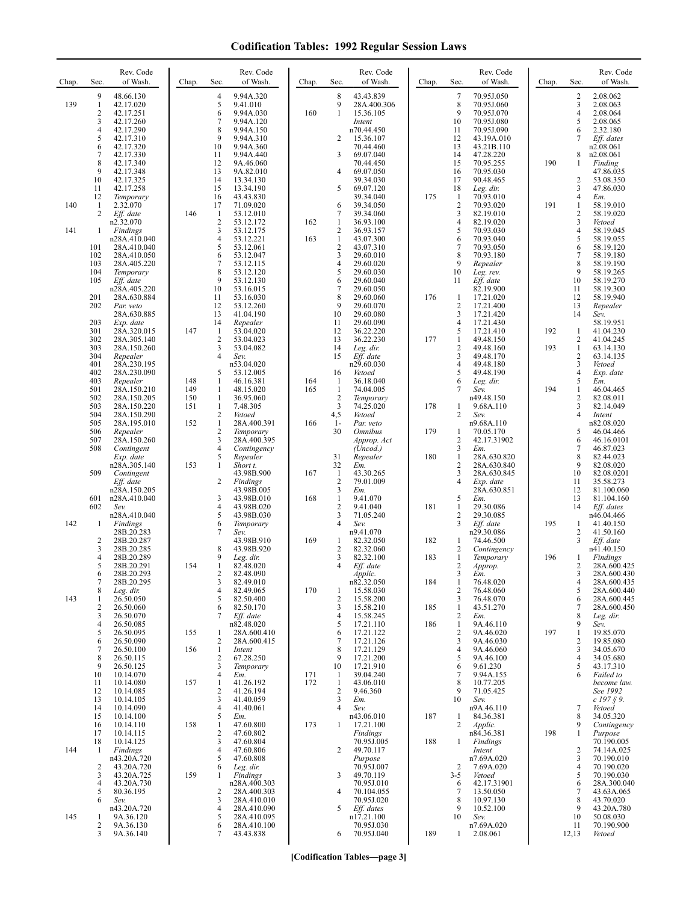# Codification Tables: 1992 Regular Session Laws

| Chap. | Sec. | Rev. Code of Wash. |
|---|---|---|
| | 9 | 48.66.130 |
| 139 | 1 | 42.17.020 |
| | 2 | 42.17.251 |
| | 3 | 42.17.260 |
| | 4 | 42.17.290 |
| | 5 | 42.17.310 |
| | 6 | 42.17.320 |
| | 7 | 42.17.330 |
| | 8 | 42.17.340 |
| | 9 | 42.17.348 |
| | 10 | 42.17.325 |
| | 11 | 42.17.258 |
| | 12 | *Temporary* |
| 140 | 1 | 2.32.070 |
| | 2 | *Eff. date* n2.32.070 |
| 141 | 1 | *Findings* n28A.410.040 |
| | 101 | 28A.410.040 |
| | 102 | 28A.410.050 |
| | 103 | 28A.405.220 |
| | 104 | *Temporary* |
| | 105 | *Eff. date* n28A.405.220 |
| | 201 | 28A.630.884 |
| | 202 | *Par. veto* 28A.630.885 |
| | 203 | *Exp. date* |
| | 301 | 28A.320.015 |
| | 302 | 28A.305.140 |
| | 303 | 28A.150.260 |
| | 304 | *Repealer* |
| | 401 | 28A.230.195 |
| | 402 | 28A.230.090 |
| | 403 | *Repealer* |
| | 501 | 28A.150.210 |
| | 502 | 28A.150.205 |
| | 503 | 28A.150.220 |
| | 504 | 28A.150.290 |
| | 505 | 28A.195.010 |
| | 506 | *Repealer* |
| | 507 | 28A.150.260 |
| | 508 | *Contingent Exp. date* n28A.305.140 |
| | 509 | *Contingent Eff. date* n28A.150.205 |
| | 601 | n28A.410.040 |
| | 602 | *Sev.* n28A.410.040 |
| 142 | 1 | *Findings* 28B.20.283 |
| | 2 | 28B.20.287 |
| | 3 | 28B.20.285 |
| | 4 | 28B.20.289 |
| | 5 | 28B.20.291 |
| | 6 | 28B.20.293 |
| | 7 | 28B.20.295 |
| | 8 | *Leg. dir.* |
| 143 | 1 | 26.50.050 |
| | 2 | 26.50.060 |
| | 3 | 26.50.070 |
| | 4 | 26.50.085 |
| | 5 | 26.50.095 |
| | 6 | 26.50.090 |
| | 7 | 26.50.100 |
| | 8 | 26.50.115 |
| | 9 | 26.50.125 |
| | 10 | 10.14.070 |
| | 11 | 10.14.080 |
| | 12 | 10.14.085 |
| | 13 | 10.14.105 |
| | 14 | 10.14.090 |
| | 15 | 10.14.100 |
| | 16 | 10.14.110 |
| | 17 | 10.14.115 |
| | 18 | 10.14.125 |
| 144 | 1 | *Findings* n43.20A.720 |
| | 2 | 43.20A.720 |
| | 3 | 43.20A.725 |
| | 4 | 43.20A.730 |
| | 5 | 80.36.195 |
| | 6 | *Sev.* n43.20A.720 |
| 145 | 1 | 9A.36.120 |
| | 2 | 9A.36.130 |
| | 3 | 9A.36.140 |
| | 4 | 9.94A.320 |
| | 5 | 9.41.010 |
| | 6 | 9.94A.030 |
| | 7 | 9.94A.120 |
| | 8 | 9.94A.150 |
| | 9 | 9.94A.310 |
| | 10 | 9.94A.360 |
| | 11 | 9.94A.440 |
| | 12 | 9A.46.060 |
| | 13 | 9A.82.010 |
| | 14 | 13.34.130 |
| | 15 | 13.34.190 |
| | 16 | 43.43.830 |
| | 17 | 71.09.020 |
| 146 | 1 | 53.12.010 |
| | 2 | 53.12.172 |
| | 3 | 53.12.175 |
| | 4 | 53.12.221 |
| | 5 | 53.12.061 |
| | 6 | 53.12.047 |
| | 7 | 53.12.115 |
| | 8 | 53.12.120 |
| | 9 | 53.12.130 |
| | 10 | 53.16.015 |
| | 11 | 53.16.030 |
| | 12 | 53.12.260 |
| | 13 | 41.04.190 |
| | 14 | *Repealer* |
| 147 | 1 | 53.04.020 |
| | 2 | 53.04.023 |
| | 3 | 53.04.082 |
| | 4 | *Sev.* n53.04.020 |
| | 5 | 53.12.005 |
| 148 | 1 | 46.16.381 |
| 149 | 1 | 48.15.020 |
| 150 | 1 | 36.95.060 |
| 151 | 1 | 7.48.305 |
| | 2 | *Vetoed* |
| 152 | 1 | 28A.400.391 |
| | 2 | *Temporary* |
| | 3 | 28A.400.395 |
| | 4 | *Contingency* |
| | 5 | *Repealer* |
| 153 | 1 | *Short t.* 43.98B.900 |
| | 2 | *Findings* 43.98B.005 |
| | 3 | 43.98B.010 |
| | 4 | 43.98B.020 |
| | 5 | 43.98B.030 |
| | 6 | *Temporary* |
| | 7 | *Sev.* 43.98B.910 |
| | 8 | 43.98B.920 |
| | 9 | *Leg. dir.* |
| 154 | 1 | 82.48.020 |
| | 2 | 82.48.090 |
| | 3 | 82.49.010 |
| | 4 | 82.49.065 |
| | 5 | 82.50.400 |
| | 6 | 82.50.170 |
| | 7 | *Eff. date* n82.48.020 |
| 155 | 1 | 28A.600.410 |
| | 2 | 28A.600.415 |
| 156 | 1 | *Intent* |
| | 2 | 67.28.250 |
| | 3 | *Temporary* |
| | 4 | *Em.* |
| 157 | 1 | 41.26.192 |
| | 2 | 41.26.194 |
| | 3 | 41.40.059 |
| | 4 | 41.40.061 |
| | 5 | *Em.* |
| 158 | 1 | 47.60.800 |
| | 2 | 47.60.802 |
| | 3 | 47.60.804 |
| | 4 | 47.60.806 |
| | 5 | 47.60.808 |
| | 6 | *Leg. dir.* |
| 159 | 1 | *Findings* n28A.400.303 |
| | 2 | 28A.400.303 |
| | 3 | 28A.410.010 |
| | 4 | 28A.410.090 |
| | 5 | 28A.410.095 |
| | 6 | 28A.410.100 |
| | 7 | 43.43.838 |
| | 8 | 43.43.839 |
| | 9 | 28A.400.306 |
| 160 | 1 | 15.36.105 *Intent* n70.44.450 |
| | 2 | 15.36.107 70.44.460 |
| | 3 | 69.07.040 70.44.450 |
| | 4 | 69.07.050 39.34.030 |
| | 5 | 69.07.120 39.34.040 |
| | 6 | 39.34.050 |
| | 7 | 39.34.060 |
| 162 | 1 | 36.93.100 |
| | 2 | 36.93.157 |
| 163 | 1 | 43.07.300 |
| | 2 | 43.07.310 |
| | 3 | 29.60.010 |
| | 4 | 29.60.020 |
| | 5 | 29.60.030 |
| | 6 | 29.60.040 |
| | 7 | 29.60.050 |
| | 8 | 29.60.060 |
| | 9 | 29.60.070 |
| | 10 | 29.60.080 |
| | 11 | 29.60.090 |
| | 12 | 36.22.220 |
| | 13 | 36.22.230 |
| | 14 | *Leg. dir.* |
| | 15 | *Eff. date* n29.60.030 |
| | 16 | *Vetoed* |
| 164 | 1 | 36.18.040 |
| 165 | 1 | 74.04.005 |
| | 2 | *Temporary* |
| | 3 | 74.25.020 |
| | 4,5 | *Vetoed* |
| 166 | 1-30 | *Par. veto Omnibus Approp. Act (Uncod.)* |
| | 31 | *Repealer* |
| | 32 | *Em.* |
| 167 | 1 | 43.30.265 |
| | 2 | 79.01.009 |
| | 3 | *Em.* |
| 168 | 1 | 9.41.070 |
| | 2 | 9.41.040 |
| | 3 | 71.05.240 |
| | 4 | *Sev.* n9.41.070 |
| 169 | 1 | 82.32.050 |
| | 2 | 82.32.060 |
| | 3 | 82.32.100 |
| | 4 | *Eff. date Applic.* n82.32.050 |
| 170 | 1 | 15.58.030 |
| | 2 | 15.58.200 |
| | 3 | 15.58.210 |
| | 4 | 15.58.245 |
| | 5 | 17.21.110 |
| | 6 | 17.21.122 |
| | 7 | 17.21.126 |
| | 8 | 17.21.129 |
| | 9 | 17.21.200 |
| | 10 | 17.21.910 |
| 171 | 1 | 39.04.240 |
| 172 | 1 | 43.06.010 |
| | 2 | 9.46.360 |
| | 3 | *Em.* |
| | 4 | *Sev.* n43.06.010 |
| 173 | 1 | 17.21.100 *Findings* 70.95J.005 |
| | 2 | 49.70.117 *Purpose* 70.95J.007 |
| | 3 | 49.70.119 70.95J.010 |
| | 4 | 70.104.055 70.95J.020 |
| | 5 | *Eff. dates* n17.21.100 70.95J.030 |
| | 6 | 70.95J.040 |
| | 7 | 70.95J.050 |
| | 8 | 70.95J.060 |
| | 9 | 70.95J.070 |
| | 10 | 70.95J.080 |
| | 11 | 70.95J.090 |
| | 12 | 43.19A.010 |
| | 13 | 43.21B.110 |
| | 14 | 47.28.220 |
| | 15 | 70.95.255 |
| | 16 | 70.95.030 |
| | 17 | 90.48.465 |
| | 18 | *Leg. dir.* |
| 175 | 1 | 70.93.010 |
| | 2 | 70.93.020 |
| | 3 | 82.19.010 |
| | 4 | 82.19.020 |
| | 5 | 70.93.030 |
| | 6 | 70.93.040 |
| | 7 | 70.93.050 |
| | 8 | 70.93.180 |
| | 9 | *Repealer* |
| | 10 | *Leg. rev.* |
| | 11 | *Eff. date* 82.19.900 |
| 176 | 1 | 17.21.020 |
| | 2 | 17.21.400 |
| | 3 | 17.21.420 |
| | 4 | 17.21.430 |
| | 5 | 17.21.410 |
| 177 | 1 | 49.48.150 |
| | 2 | 49.48.160 |
| | 3 | 49.48.170 |
| | 4 | 49.48.180 |
| | 5 | 49.48.190 |
| | 6 | *Leg. dir.* |
| | 7 | *Sev.* n49.48.150 |
| 178 | 1 | 9.68A.110 |
| | 2 | *Sev.* n9.68A.110 |
| 179 | 1 | 70.05.170 |
| | 2 | 42.17.31902 |
| | 3 | *Em.* |
| 180 | 1 | 28A.630.820 |
| | 2 | 28A.630.840 |
| | 3 | 28A.630.845 |
| | 4 | *Exp. date* 28A.630.851 |
| | 5 | *Em.* |
| 181 | 1 | 29.30.086 |
| | 2 | 29.30.085 |
| | 3 | *Eff. date* n29.30.086 |
| 182 | 1 | 74.46.500 |
| | 2 | *Contingency* |
| 183 | 1 | *Temporary* |
| | 2 | *Approp.* |
| | 3 | *Em.* |
| 184 | 1 | 76.48.020 |
| | 2 | 76.48.060 |
| | 3 | 76.48.070 |
| 185 | 1 | 43.51.270 |
| | 2 | *Em.* |
| 186 | 1 | 9A.46.110 |
| | 2 | 9A.46.020 |
| | 3 | 9A.46.030 |
| | 4 | 9A.46.060 |
| | 5 | 9A.46.100 |
| | 6 | 9.61.230 |
| | 7 | 9.94A.155 |
| | 8 | 10.77.205 |
| | 9 | 71.05.425 |
| | 10 | *Sev.* n9A.46.110 |
| 187 | 1 | 84.36.381 |
| | 2 | *Applic.* n84.36.381 |
| 188 | 1 | *Findings Intent* n7.69A.020 |
| | 2 | 7.69A.020 |
| | 3-5 | *Vetoed* |
| | 6 | 42.17.31901 |
| | 7 | 13.50.050 |
| | 8 | 10.97.130 |
| | 9 | 10.52.100 |
| | 10 | *Sev.* n7.69A.020 |
| 189 | 1 | 2.08.061 |
| | 2 | 2.08.062 |
| | 3 | 2.08.063 |
| | 4 | 2.08.064 |
| | 5 | 2.08.065 |
| | 6 | 2.32.180 |
| | 7 | *Eff. dates* n2.08.061 |
| | 8 | n2.08.061 |
| 190 | 1 | *Finding* 47.86.035 |
| | 2 | 53.08.350 |
| | 3 | 47.86.030 |
| | 4 | *Em.* |
| 191 | 1 | 58.19.010 |
| | 2 | 58.19.020 |
| | 3 | *Vetoed* |
| | 4 | 58.19.045 |
| | 5 | 58.19.055 |
| | 6 | 58.19.120 |
| | 7 | 58.19.180 |
| | 8 | 58.19.190 |
| | 9 | 58.19.265 |
| | 10 | 58.19.270 |
| | 11 | 58.19.300 |
| | 12 | 58.19.940 |
| | 13 | *Repealer* |
| | 14 | *Sev.* 58.19.951 |
| 192 | 1 | 41.04.230 |
| | 2 | 41.04.245 |
| 193 | 1 | 63.14.130 |
| | 2 | 63.14.135 |
| | 3 | *Vetoed* |
| | 4 | *Exp. date* |
| | 5 | *Em.* |
| 194 | 1 | 46.04.465 |
| | 2 | 82.08.011 |
| | 3 | 82.14.049 |
| | 4 | *Intent* n82.08.020 |
| | 5 | 46.04.466 |
| | 6 | 46.16.0101 |
| | 7 | 46.87.023 |
| | 8 | 82.44.023 |
| | 9 | 82.08.020 |
| | 10 | 82.08.0201 |
| | 11 | 35.58.273 |
| | 12 | 81.100.060 |
| | 13 | 81.104.160 |
| | 14 | *Eff. dates* n46.04.466 |
| 195 | 1 | 41.40.150 |
| | 2 | 41.50.160 |
| | 3 | *Eff. date* n41.40.150 |
| 196 | 1 | *Findings* |
| | 2 | 28A.600.425 |
| | 3 | 28A.600.430 |
| | 4 | 28A.600.435 |
| | 5 | 28A.600.440 |
| | 6 | 28A.600.445 |
| | 7 | 28A.600.450 |
| | 8 | *Leg. dir.* |
| | 9 | *Sev.* |
| 197 | 1 | 19.85.070 |
| | 2 | 19.85.080 |
| | 3 | 34.05.670 |
| | 4 | 34.05.680 |
| | 5 | 43.17.310 |
| | 6 | *Failed to become law. See 1992 c 197 § 9.* |
| | 7 | *Vetoed* |
| | 8 | 34.05.320 |
| | 9 | *Contingency* |
| 198 | 1 | *Purpose* 70.190.005 |
| | 2 | 74.14A.025 |
| | 3 | 70.190.010 |
| | 4 | 70.190.020 |
| | 5 | 70.190.030 |
| | 6 | 28A.300.040 |
| | 7 | 43.63A.065 |
| | 8 | 43.70.020 |
| | 9 | 43.20A.780 |
| | 10 | 50.08.030 |
| | 11 | 70.190.900 |
| | 12,13 | *Vetoed* |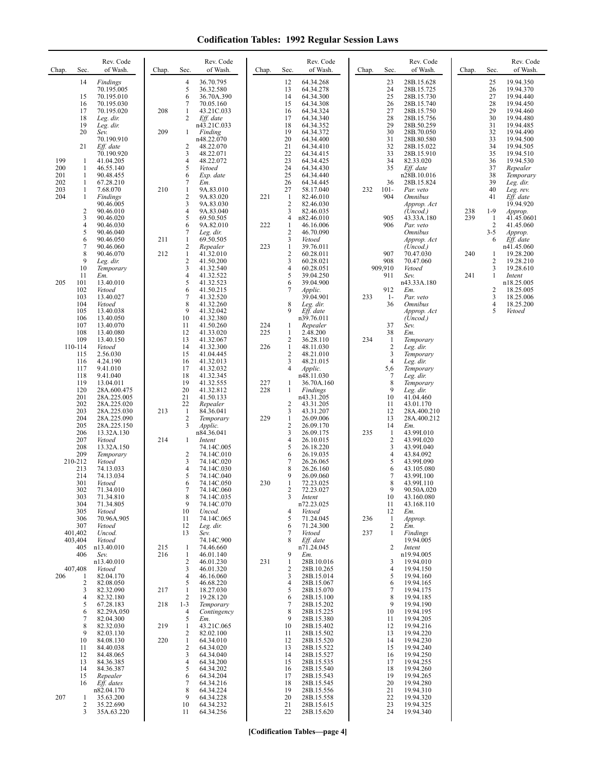# Codification Tables: 1992 Regular Session Laws

| Chap. | Sec. | Rev. Code of Wash. |
|---|---|---|
| | 14 | *Findings* 70.195.005 |
| | 15 | 70.195.010 |
| | 16 | 70.195.030 |
| | 17 | 70.195.020 |
| | 18 | *Leg. dir.* |
| | 19 | *Leg. dir.* |
| | 20 | *Sev.* 70.190.910 |
| | 21 | *Eff. date* 70.190.920 |
| 199 | 1 | 41.04.205 |
| 200 | 1 | 46.55.140 |
| 201 | 1 | 90.48.455 |
| 202 | 1 | 67.28.210 |
| 203 | 1 | 7.68.070 |
| 204 | 1 | *Findings* 90.46.005 |
| | 2 | 90.46.010 |
| | 3 | 90.46.020 |
| | 4 | 90.46.030 |
| | 5 | 90.46.040 |
| | 6 | 90.46.050 |
| | 7 | 90.46.060 |
| | 8 | 90.46.070 |
| | 9 | *Leg. dir.* |
| | 10 | *Temporary* |
| | 11 | *Em.* |
| 205 | 101 | 13.40.010 |
| | 102 | *Vetoed* |
| | 103 | 13.40.027 |
| | 104 | *Vetoed* |
| | 105 | 13.40.038 |
| | 106 | 13.40.050 |
| | 107 | 13.40.070 |
| | 108 | 13.40.080 |
| | 109 | 13.40.150 |
| | 110-114 | *Vetoed* |
| | 115 | 2.56.030 |
| | 116 | 4.24.190 |
| | 117 | 9.41.010 |
| | 118 | 9.41.040 |
| | 119 | 13.04.011 |
| | 120 | 28A.600.475 |
| | 201 | 28A.225.005 |
| | 202 | 28A.225.020 |
| | 203 | 28A.225.030 |
| | 204 | 28A.225.090 |
| | 205 | 28A.225.150 |
| | 206 | 13.32A.130 |
| | 207 | *Vetoed* |
| | 208 | 13.32A.150 |
| | 209 | *Temporary* |
| | 210-212 | *Vetoed* |
| | 213 | 74.13.033 |
| | 214 | 74.13.034 |
| | 301 | *Vetoed* |
| | 302 | 71.34.010 |
| | 303 | 71.34.810 |
| | 304 | 71.34.805 |
| | 305 | *Vetoed* |
| | 306 | 70.96A.905 |
| | 307 | *Vetoed* |
| | 401,402 | *Uncod.* |
| | 403,404 | *Vetoed* |
| | 405 | n13.40.010 |
| | 406 | *Sev.* n13.40.010 |
| | 407,408 | *Vetoed* |
| 206 | 1 | 82.04.170 |
| | 2 | 82.08.050 |
| | 3 | 82.32.090 |
| | 4 | 82.32.180 |
| | 5 | 67.28.183 |
| | 6 | 82.29A.050 |
| | 7 | 82.04.300 |
| | 8 | 82.32.030 |
| | 9 | 82.03.130 |
| | 10 | 84.08.130 |
| | 11 | 84.40.038 |
| | 12 | 84.48.065 |
| | 13 | 84.36.385 |
| | 14 | 84.36.387 |
| | 15 | *Repealer* |
| | 16 | *Eff. dates* n82.04.170 |
| 207 | 1 | 35.63.200 |
| | 2 | 35.22.690 |
| | 3 | 35A.63.220 |
| | 4 | 36.70.795 |
| | 5 | 36.32.580 |
| | 6 | 36.70A.390 |
| | 7 | 70.05.160 |
| 208 | 1 | 43.21C.033 |
| | 2 | *Eff. date* n43.21C.033 |
| 209 | 1 | *Finding* n48.22.070 |
| | 2 | 48.22.070 |
| | 3 | 48.22.071 |
| | 4 | 48.22.072 |
| | 5 | *Vetoed* |
| | 6 | *Exp. date* |
| | 7 | *Em.* |
| 210 | 1 | 9A.83.010 |
| | 2 | 9A.83.020 |
| | 3 | 9A.83.030 |
| | 4 | 9A.83.040 |
| | 5 | 69.50.505 |
| | 6 | 9A.82.010 |
| | 7 | *Leg. dir.* |
| 211 | 1 | 69.50.505 |
| | 2 | *Repealer* |
| 212 | 1 | 41.32.010 |
| | 2 | 41.50.200 |
| | 3 | 41.32.540 |
| | 4 | 41.32.522 |
| | 5 | 41.32.523 |
| | 6 | 41.50.215 |
| | 7 | 41.32.520 |
| | 8 | 41.32.260 |
| | 9 | 41.32.042 |
| | 10 | 41.32.380 |
| | 11 | 41.50.260 |
| | 12 | 41.33.020 |
| | 13 | 41.32.067 |
| | 14 | 41.32.300 |
| | 15 | 41.04.445 |
| | 16 | 41.32.013 |
| | 17 | 41.32.032 |
| | 18 | 41.32.345 |
| | 19 | 41.32.555 |
| | 20 | 41.32.812 |
| | 21 | 41.50.133 |
| | 22 | *Repealer* |
| 213 | 1 | 84.36.041 |
| | 2 | *Temporary* |
| | 3 | *Applic.* n84.36.041 |
| 214 | 1 | *Intent* 74.14C.005 |
| | 2 | 74.14C.010 |
| | 3 | 74.14C.020 |
| | 4 | 74.14C.030 |
| | 5 | 74.14C.040 |
| | 6 | 74.14C.050 |
| | 7 | 74.14C.060 |
| | 8 | 74.14C.035 |
| | 9 | 74.14C.070 |
| | 10 | *Uncod.* |
| | 11 | 74.14C.065 |
| | 12 | *Leg. dir.* |
| | 13 | *Sev.* 74.14C.900 |
| 215 | 1 | 74.46.660 |
| 216 | 1 | 46.01.140 |
| | 2 | 46.01.230 |
| | 3 | 46.01.320 |
| | 4 | 46.16.060 |
| | 5 | 46.68.220 |
| 217 | 1 | 18.27.030 |
| | 2 | 19.28.120 |
| 218 | 1-3 | *Temporary* |
| | 4 | *Contingency* |
| | 5 | *Em.* |
| 219 | 1 | 43.21C.065 |
| | 2 | 82.02.100 |
| 220 | 1 | 64.34.010 |
| | 2 | 64.34.020 |
| | 3 | 64.34.040 |
| | 4 | 64.34.200 |
| | 5 | 64.34.202 |
| | 6 | 64.34.204 |
| | 7 | 64.34.216 |
| | 8 | 64.34.224 |
| | 9 | 64.34.228 |
| | 10 | 64.34.232 |
| | 11 | 64.34.256 |
| | 12 | 64.34.268 |
| | 13 | 64.34.278 |
| | 14 | 64.34.300 |
| | 15 | 64.34.308 |
| | 16 | 64.34.324 |
| | 17 | 64.34.340 |
| | 18 | 64.34.352 |
| | 19 | 64.34.372 |
| | 20 | 64.34.400 |
| | 21 | 64.34.410 |
| | 22 | 64.34.415 |
| | 23 | 64.34.425 |
| | 24 | 64.34.430 |
| | 25 | 64.34.440 |
| | 26 | 64.34.445 |
| | 27 | 58.17.040 |
| 221 | 1 | 82.46.010 |
| | 2 | 82.46.030 |
| | 3 | 82.46.035 |
| | 4 | n82.46.010 |
| 222 | 1 | 46.16.006 |
| | 2 | 46.70.090 |
| | 3 | *Vetoed* |
| 223 | 1 | 39.76.011 |
| | 2 | 60.28.011 |
| | 3 | 60.28.021 |
| | 4 | 60.28.051 |
| | 5 | 39.04.250 |
| | 6 | 39.04.900 |
| | 7 | *Applic.* 39.04.901 |
| | 8 | *Leg. dir.* |
| | 9 | *Eff. date* n39.76.011 |
| 224 | 1 | *Repealer* |
| 225 | 1 | 2.48.200 |
| | 2 | 36.28.110 |
| 226 | 1 | 48.11.030 |
| | 2 | 48.21.010 |
| | 3 | 48.21.015 |
| | 4 | *Applic.* n48.11.030 |
| 227 | 1 | 36.70A.160 |
| 228 | 1 | *Findings* n43.31.205 |
| | 2 | 43.31.205 |
| | 3 | 43.31.207 |
| 229 | 1 | 26.09.006 |
| | 2 | 26.09.170 |
| | 3 | 26.09.175 |
| | 4 | 26.10.015 |
| | 5 | 26.18.220 |
| | 6 | 26.19.035 |
| | 7 | 26.26.065 |
| | 8 | 26.26.160 |
| | 9 | 26.09.060 |
| 230 | 1 | 72.23.025 |
| | 2 | 72.23.027 |
| | 3 | *Intent* n72.23.025 |
| | 4 | *Vetoed* |
| | 5 | 71.24.045 |
| | 6 | 71.24.300 |
| | 7 | *Vetoed* |
| | 8 | *Eff. date* n71.24.045 |
| | 9 | *Em.* |
| 231 | 1 | 28B.10.016 |
| | 2 | 28B.10.265 |
| | 3 | 28B.15.014 |
| | 4 | 28B.15.067 |
| | 5 | 28B.15.070 |
| | 6 | 28B.15.100 |
| | 7 | 28B.15.202 |
| | 8 | 28B.15.225 |
| | 9 | 28B.15.380 |
| | 10 | 28B.15.402 |
| | 11 | 28B.15.502 |
| | 12 | 28B.15.520 |
| | 13 | 28B.15.522 |
| | 14 | 28B.15.527 |
| | 15 | 28B.15.535 |
| | 16 | 28B.15.540 |
| | 17 | 28B.15.543 |
| | 18 | 28B.15.545 |
| | 19 | 28B.15.556 |
| | 20 | 28B.15.558 |
| | 21 | 28B.15.615 |
| | 22 | 28B.15.620 |
| | 23 | 28B.15.628 |
| | 24 | 28B.15.725 |
| | 25 | 28B.15.730 |
| | 26 | 28B.15.740 |
| | 27 | 28B.15.750 |
| | 28 | 28B.15.756 |
| | 29 | 28B.50.259 |
| | 30 | 28B.70.050 |
| | 31 | 28B.80.580 |
| | 32 | 28B.15.022 |
| | 33 | 28B.15.910 |
| | 34 | 82.33.020 |
| | 35 | *Eff. date* n28B.10.016 |
| | 36 | 28B.15.824 |
| 232 | 101-904 | *Par. veto Omnibus Approp. Act (Uncod.)* |
| | 905 | 43.33A.180 |
| | 906 | *Par. veto Omnibus Approp. Act (Uncod.)* |
| | 907 | 70.47.030 |
| | 908 | 70.47.060 |
| | 909,910 | *Vetoed* |
| | 911 | *Sev.* n43.33A.180 |
| | 912 | *Em.* |
| 233 | 1-36 | *Par. veto Omnibus Approp. Act (Uncod.)* |
| | 37 | *Sev.* |
| | 38 | *Em.* |
| 234 | 1 | *Temporary* |
| | 2 | *Leg. dir.* |
| | 3 | *Temporary* |
| | 4 | *Leg. dir.* |
| | 5,6 | *Temporary* |
| | 7 | *Leg. dir.* |
| | 8 | *Temporary* |
| | 9 | *Leg. dir.* |
| | 10 | 41.04.460 |
| | 11 | 43.01.170 |
| | 12 | 28A.400.210 |
| | 13 | 28A.400.212 |
| | 14 | *Em.* |
| 235 | 1 | 43.99I.010 |
| | 2 | 43.99I.020 |
| | 3 | 43.99I.040 |
| | 4 | 43.84.092 |
| | 5 | 43.99I.090 |
| | 6 | 43.105.080 |
| | 7 | 43.99I.100 |
| | 8 | 43.99I.110 |
| | 9 | 90.50A.020 |
| | 10 | 43.160.080 |
| | 11 | 43.168.110 |
| | 12 | *Em.* |
| 236 | 1 | *Approp.* |
| | 2 | *Em.* |
| 237 | 1 | *Findings* 19.94.005 |
| | 2 | *Intent* n19.94.005 |
| | 3 | 19.94.010 |
| | 4 | 19.94.150 |
| | 5 | 19.94.160 |
| | 6 | 19.94.165 |
| | 7 | 19.94.175 |
| | 8 | 19.94.185 |
| | 9 | 19.94.190 |
| | 10 | 19.94.195 |
| | 11 | 19.94.205 |
| | 12 | 19.94.216 |
| | 13 | 19.94.220 |
| | 14 | 19.94.230 |
| | 15 | 19.94.240 |
| | 16 | 19.94.250 |
| | 17 | 19.94.255 |
| | 18 | 19.94.260 |
| | 19 | 19.94.265 |
| | 20 | 19.94.280 |
| | 21 | 19.94.310 |
| | 22 | 19.94.320 |
| | 23 | 19.94.325 |
| | 24 | 19.94.340 |
| | 25 | 19.94.350 |
| | 26 | 19.94.370 |
| | 27 | 19.94.440 |
| | 28 | 19.94.450 |
| | 29 | 19.94.460 |
| | 30 | 19.94.480 |
| | 31 | 19.94.485 |
| | 32 | 19.94.490 |
| | 33 | 19.94.500 |
| | 34 | 19.94.505 |
| | 35 | 19.94.510 |
| | 36 | 19.94.530 |
| | 37 | *Repealer* |
| | 38 | *Temporary* |
| | 39 | *Leg. dir.* |
| | 40 | *Leg. rev.* |
| | 41 | *Eff. date* 19.94.920 |
| 238 | 1-9 | *Approp.* |
| 239 | 1 | 41.45.0601 |
| | 2 | 41.45.060 |
| | 3-5 | *Approp.* |
| | 6 | *Eff. date* n41.45.060 |
| 240 | 1 | 19.28.200 |
| | 2 | 19.28.210 |
| | 3 | 19.28.610 |
| 241 | 1 | *Intent* n18.25.005 |
| | 2 | 18.25.005 |
| | 3 | 18.25.006 |
| | 4 | 18.25.200 |
| | 5 | *Vetoed* |